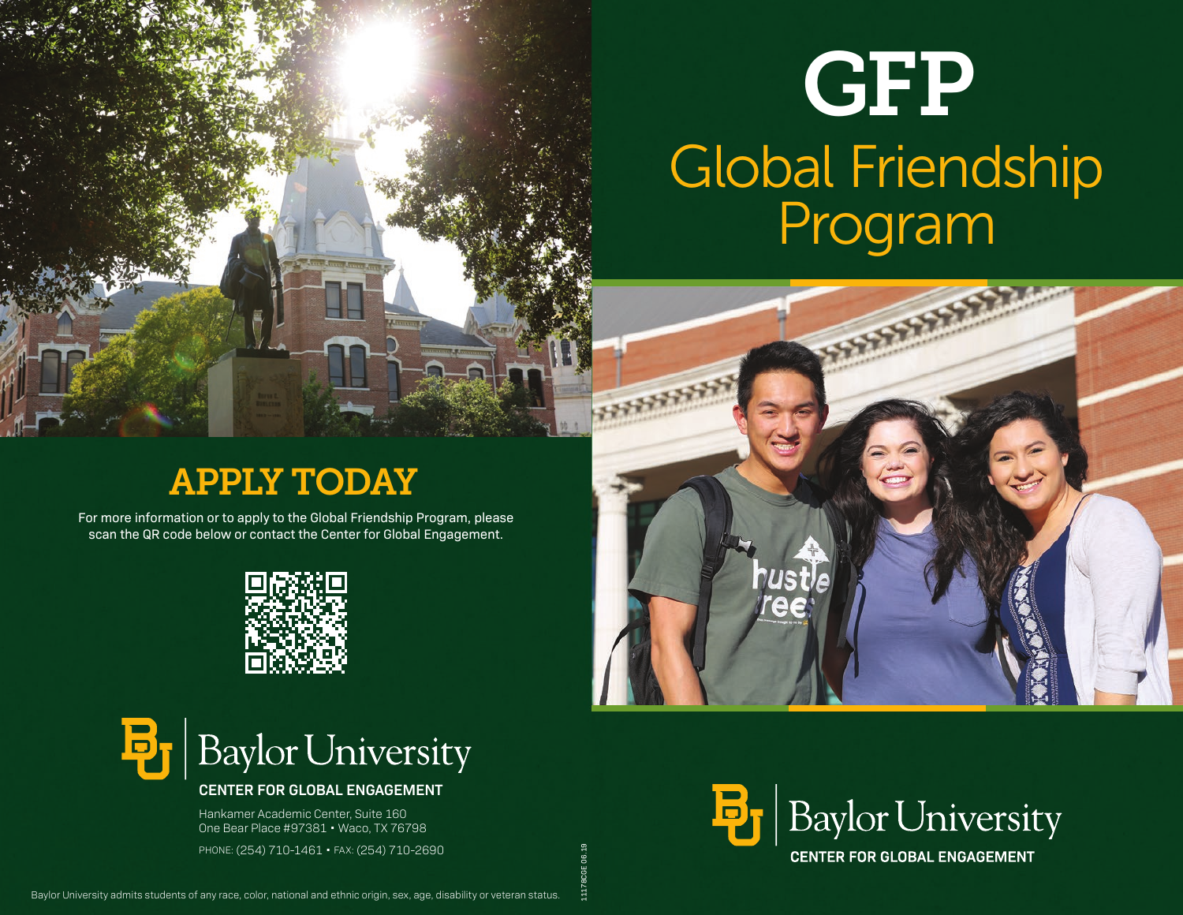# APPLY TODAY

For more information or to apply to the Global Friendship Program, please scan the QR code below or contact the Center for Global Engagement.

Baylor University

**CENTER FOR GLOBAL ENGAGEMENT**

Hankamer Academic Center, Suite 160
One Bear Place #97381 • Waco, TX 76798

PHONE: (254) 710-1461 • FAX: (254) 710-2690

Baylor University admits students of any race, color, national and ethnic origin, sex, age, disability or veteran status.

11178CGE 06.19

# GFP

## Global Friendship Program

Baylor University

**CENTER FOR GLOBAL ENGAGEMENT**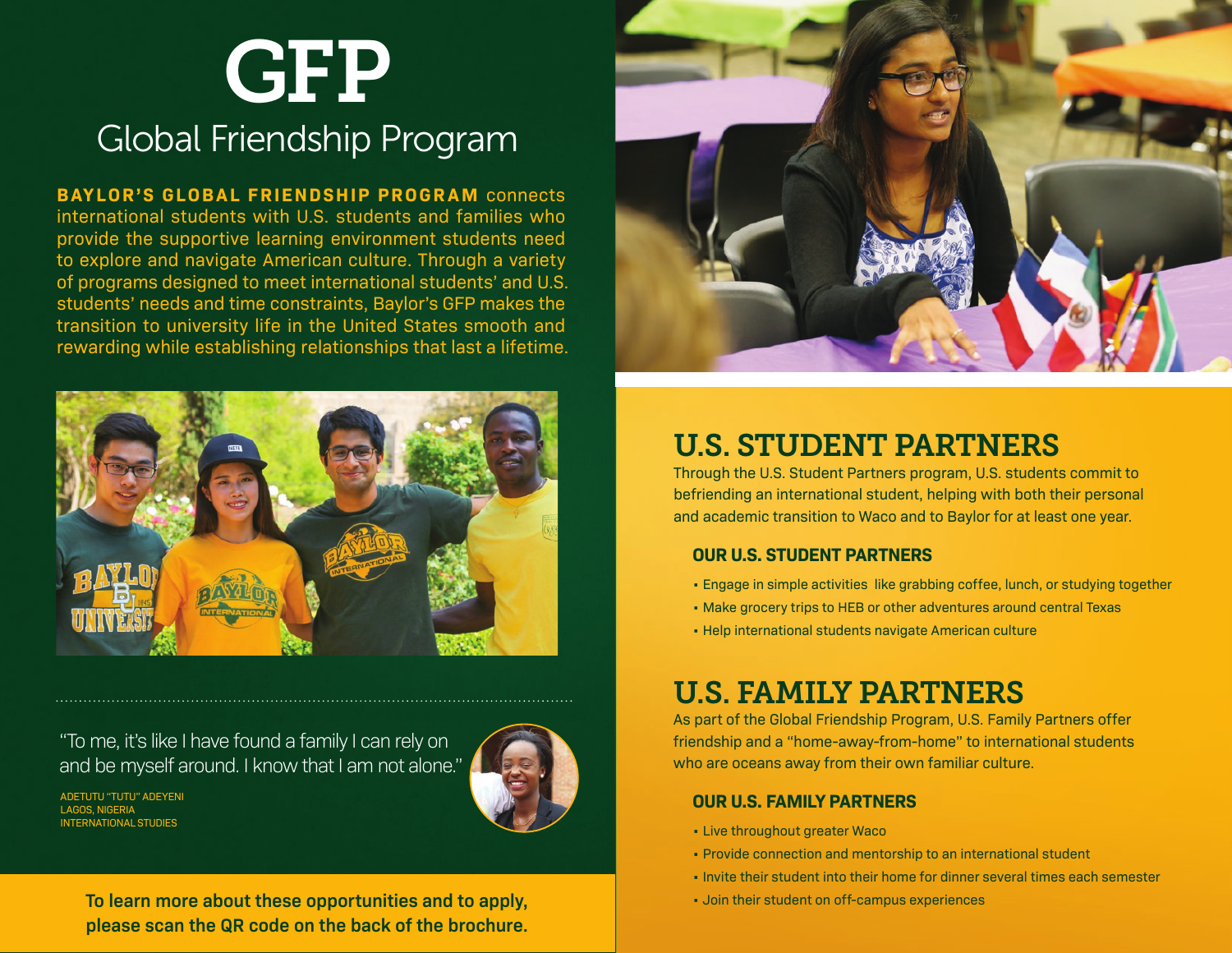# GFP

## Global Friendship Program

**BAYLOR'S GLOBAL FRIENDSHIP PROGRAM** connects international students with U.S. students and families who provide the supportive learning environment students need to explore and navigate American culture. Through a variety of programs designed to meet international students' and U.S. students' needs and time constraints, Baylor's GFP makes the transition to university life in the United States smooth and rewarding while establishing relationships that last a lifetime.

"To me, it's like I have found a family I can rely on and be myself around. I know that I am not alone."

ADETUTU "TUTU" ADEYENI
LAGOS, NIGERIA
INTERNATIONAL STUDIES

**To learn more about these opportunities and to apply, please scan the QR code on the back of the brochure.**

## U.S. STUDENT PARTNERS

Through the U.S. Student Partners program, U.S. students commit to befriending an international student, helping with both their personal and academic transition to Waco and to Baylor for at least one year.

### OUR U.S. STUDENT PARTNERS

- Engage in simple activities like grabbing coffee, lunch, or studying together
- Make grocery trips to HEB or other adventures around central Texas
- Help international students navigate American culture

## U.S. FAMILY PARTNERS

As part of the Global Friendship Program, U.S. Family Partners offer friendship and a "home-away-from-home" to international students who are oceans away from their own familiar culture.

### OUR U.S. FAMILY PARTNERS

- Live throughout greater Waco
- Provide connection and mentorship to an international student
- Invite their student into their home for dinner several times each semester
- Join their student on off-campus experiences